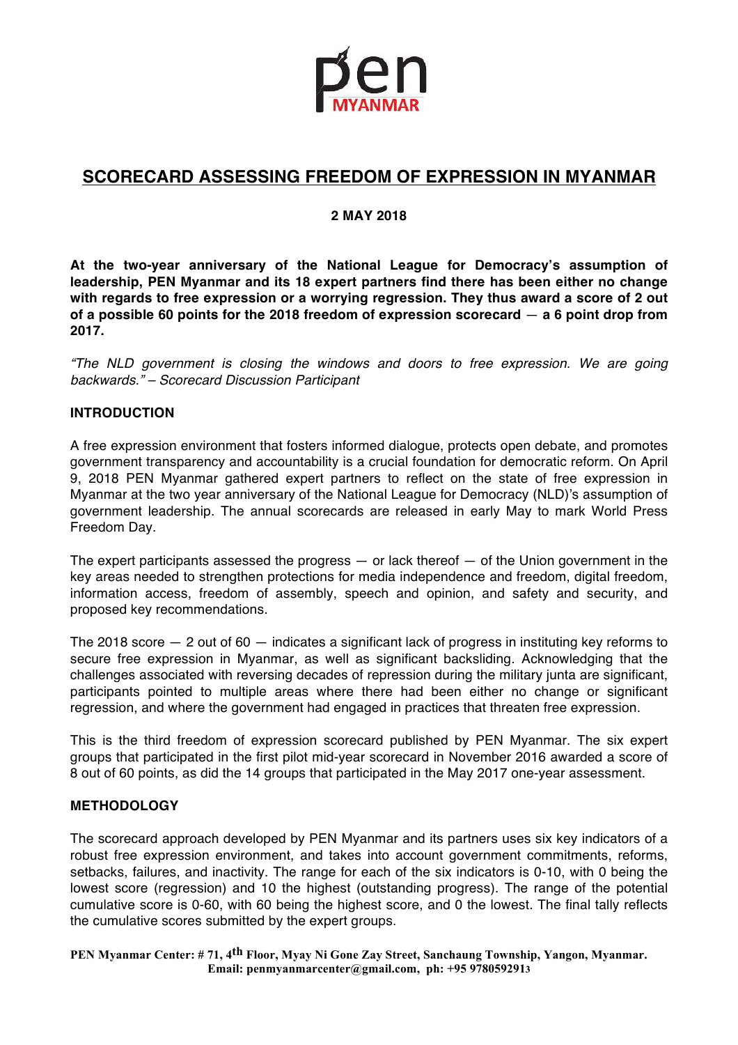# SCORECARD ASSESSING FREEDOM OF EXPRESSION IN MYANMAR

**2 MAY 2018**

**At the two-year anniversary of the National League for Democracy's assumption of leadership, PEN Myanmar and its 18 expert partners find there has been either no change with regards to free expression or a worrying regression. They thus award a score of 2 out of a possible 60 points for the 2018 freedom of expression scorecard — a 6 point drop from 2017.**

*"The NLD government is closing the windows and doors to free expression. We are going backwards." – Scorecard Discussion Participant*

## INTRODUCTION

A free expression environment that fosters informed dialogue, protects open debate, and promotes government transparency and accountability is a crucial foundation for democratic reform. On April 9, 2018 PEN Myanmar gathered expert partners to reflect on the state of free expression in Myanmar at the two year anniversary of the National League for Democracy (NLD)'s assumption of government leadership. The annual scorecards are released in early May to mark World Press Freedom Day.

The expert participants assessed the progress — or lack thereof — of the Union government in the key areas needed to strengthen protections for media independence and freedom, digital freedom, information access, freedom of assembly, speech and opinion, and safety and security, and proposed key recommendations.

The 2018 score — 2 out of 60 — indicates a significant lack of progress in instituting key reforms to secure free expression in Myanmar, as well as significant backsliding. Acknowledging that the challenges associated with reversing decades of repression during the military junta are significant, participants pointed to multiple areas where there had been either no change or significant regression, and where the government had engaged in practices that threaten free expression.

This is the third freedom of expression scorecard published by PEN Myanmar. The six expert groups that participated in the first pilot mid-year scorecard in November 2016 awarded a score of 8 out of 60 points, as did the 14 groups that participated in the May 2017 one-year assessment.

## METHODOLOGY

The scorecard approach developed by PEN Myanmar and its partners uses six key indicators of a robust free expression environment, and takes into account government commitments, reforms, setbacks, failures, and inactivity. The range for each of the six indicators is 0-10, with 0 being the lowest score (regression) and 10 the highest (outstanding progress). The range of the potential cumulative score is 0-60, with 60 being the highest score, and 0 the lowest. The final tally reflects the cumulative scores submitted by the expert groups.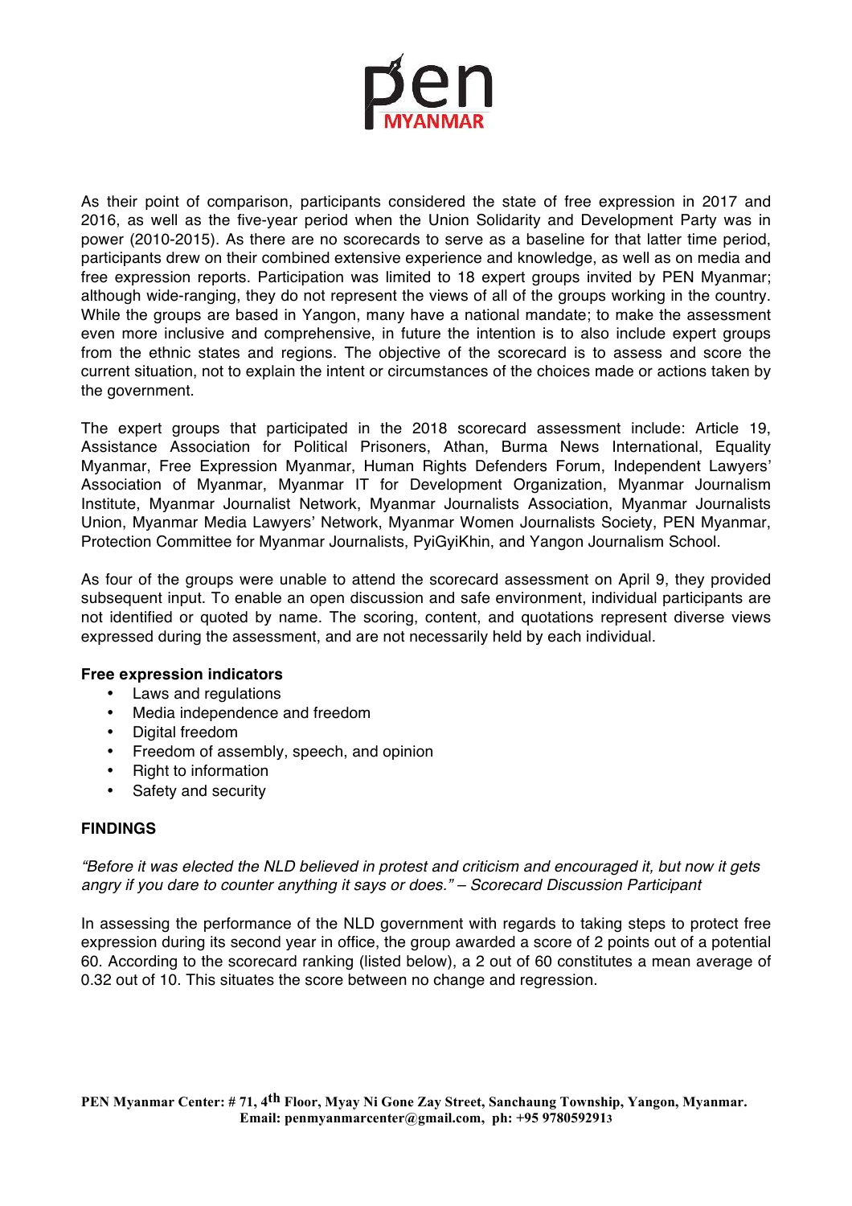As their point of comparison, participants considered the state of free expression in 2017 and 2016, as well as the five-year period when the Union Solidarity and Development Party was in power (2010-2015). As there are no scorecards to serve as a baseline for that latter time period, participants drew on their combined extensive experience and knowledge, as well as on media and free expression reports. Participation was limited to 18 expert groups invited by PEN Myanmar; although wide-ranging, they do not represent the views of all of the groups working in the country. While the groups are based in Yangon, many have a national mandate; to make the assessment even more inclusive and comprehensive, in future the intention is to also include expert groups from the ethnic states and regions. The objective of the scorecard is to assess and score the current situation, not to explain the intent or circumstances of the choices made or actions taken by the government.

The expert groups that participated in the 2018 scorecard assessment include: Article 19, Assistance Association for Political Prisoners, Athan, Burma News International, Equality Myanmar, Free Expression Myanmar, Human Rights Defenders Forum, Independent Lawyers' Association of Myanmar, Myanmar IT for Development Organization, Myanmar Journalism Institute, Myanmar Journalist Network, Myanmar Journalists Association, Myanmar Journalists Union, Myanmar Media Lawyers' Network, Myanmar Women Journalists Society, PEN Myanmar, Protection Committee for Myanmar Journalists, PyiGyiKhin, and Yangon Journalism School.

As four of the groups were unable to attend the scorecard assessment on April 9, they provided subsequent input. To enable an open discussion and safe environment, individual participants are not identified or quoted by name. The scoring, content, and quotations represent diverse views expressed during the assessment, and are not necessarily held by each individual.

**Free expression indicators**

- Laws and regulations
- Media independence and freedom
- Digital freedom
- Freedom of assembly, speech, and opinion
- Right to information
- Safety and security

## FINDINGS

*"Before it was elected the NLD believed in protest and criticism and encouraged it, but now it gets angry if you dare to counter anything it says or does." – Scorecard Discussion Participant*

In assessing the performance of the NLD government with regards to taking steps to protect free expression during its second year in office, the group awarded a score of 2 points out of a potential 60. According to the scorecard ranking (listed below), a 2 out of 60 constitutes a mean average of 0.32 out of 10. This situates the score between no change and regression.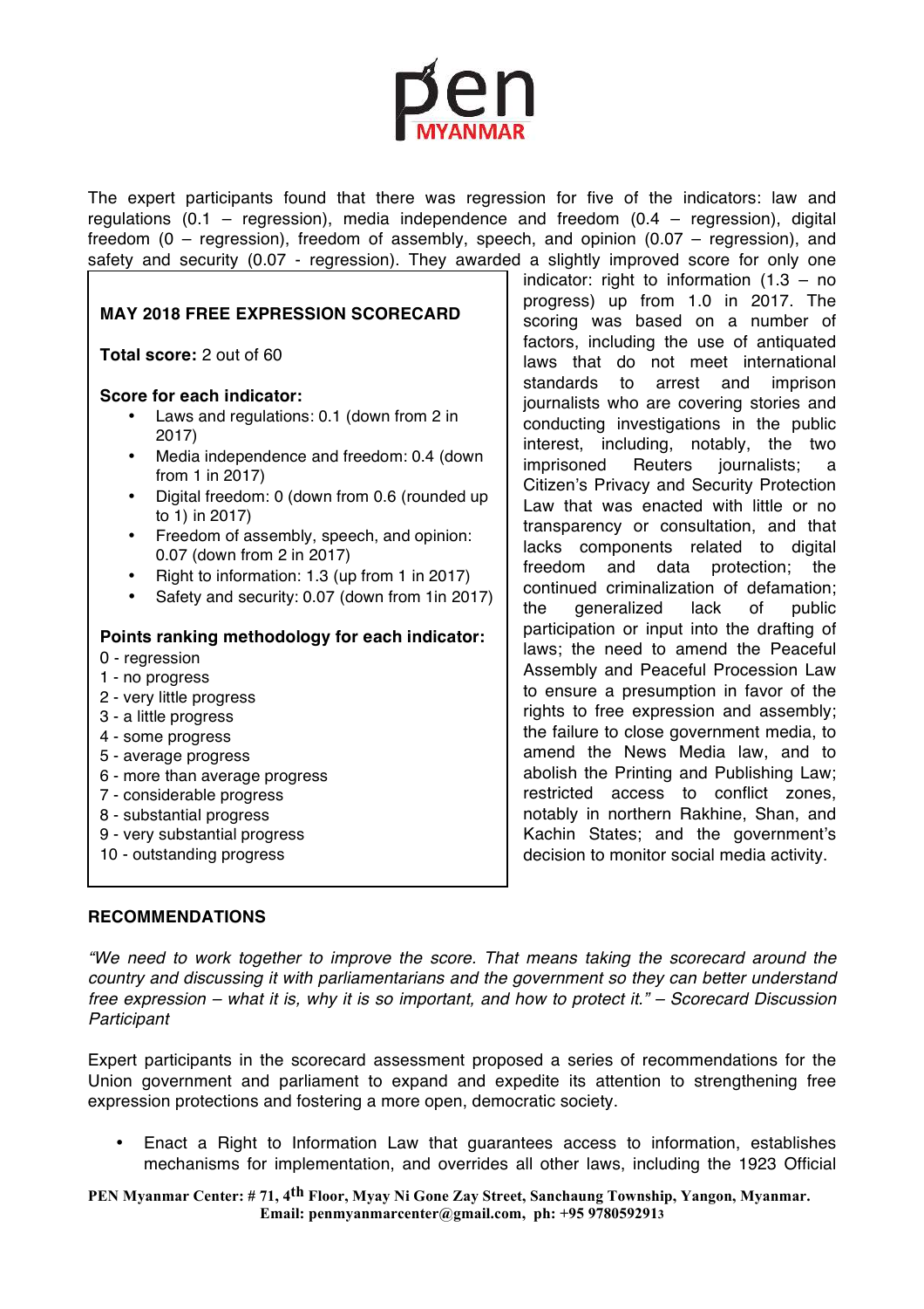The expert participants found that there was regression for five of the indicators: law and regulations (0.1 – regression), media independence and freedom (0.4 – regression), digital freedom (0 – regression), freedom of assembly, speech, and opinion (0.07 – regression), and safety and security (0.07 - regression). They awarded a slightly improved score for only one indicator: right to information (1.3 – no progress) up from 1.0 in 2017. The scoring was based on a number of factors, including the use of antiquated laws that do not meet international standards to arrest and imprison journalists who are covering stories and conducting investigations in the public interest, including, notably, the two imprisoned Reuters journalists; a Citizen's Privacy and Security Protection Law that was enacted with little or no transparency or consultation, and that lacks components related to digital freedom and data protection; the continued criminalization of defamation; the generalized lack of public participation or input into the drafting of laws; the need to amend the Peaceful Assembly and Peaceful Procession Law to ensure a presumption in favor of the rights to free expression and assembly; the failure to close government media, to amend the News Media law, and to abolish the Printing and Publishing Law; restricted access to conflict zones, notably in northern Rakhine, Shan, and Kachin States; and the government's decision to monitor social media activity.

> **MAY 2018 FREE EXPRESSION SCORECARD**
>
> **Total score:** 2 out of 60
>
> **Score for each indicator:**
>
> - Laws and regulations: 0.1 (down from 2 in 2017)
> - Media independence and freedom: 0.4 (down from 1 in 2017)
> - Digital freedom: 0 (down from 0.6 (rounded up to 1) in 2017)
> - Freedom of assembly, speech, and opinion: 0.07 (down from 2 in 2017)
> - Right to information: 1.3 (up from 1 in 2017)
> - Safety and security: 0.07 (down from 1in 2017)
>
> **Points ranking methodology for each indicator:**
>
> 0 - regression
> 1 - no progress
> 2 - very little progress
> 3 - a little progress
> 4 - some progress
> 5 - average progress
> 6 - more than average progress
> 7 - considerable progress
> 8 - substantial progress
> 9 - very substantial progress
> 10 - outstanding progress

## RECOMMENDATIONS

*"We need to work together to improve the score. That means taking the scorecard around the country and discussing it with parliamentarians and the government so they can better understand free expression – what it is, why it is so important, and how to protect it." – Scorecard Discussion Participant*

Expert participants in the scorecard assessment proposed a series of recommendations for the Union government and parliament to expand and expedite its attention to strengthening free expression protections and fostering a more open, democratic society.

- Enact a Right to Information Law that guarantees access to information, establishes mechanisms for implementation, and overrides all other laws, including the 1923 Official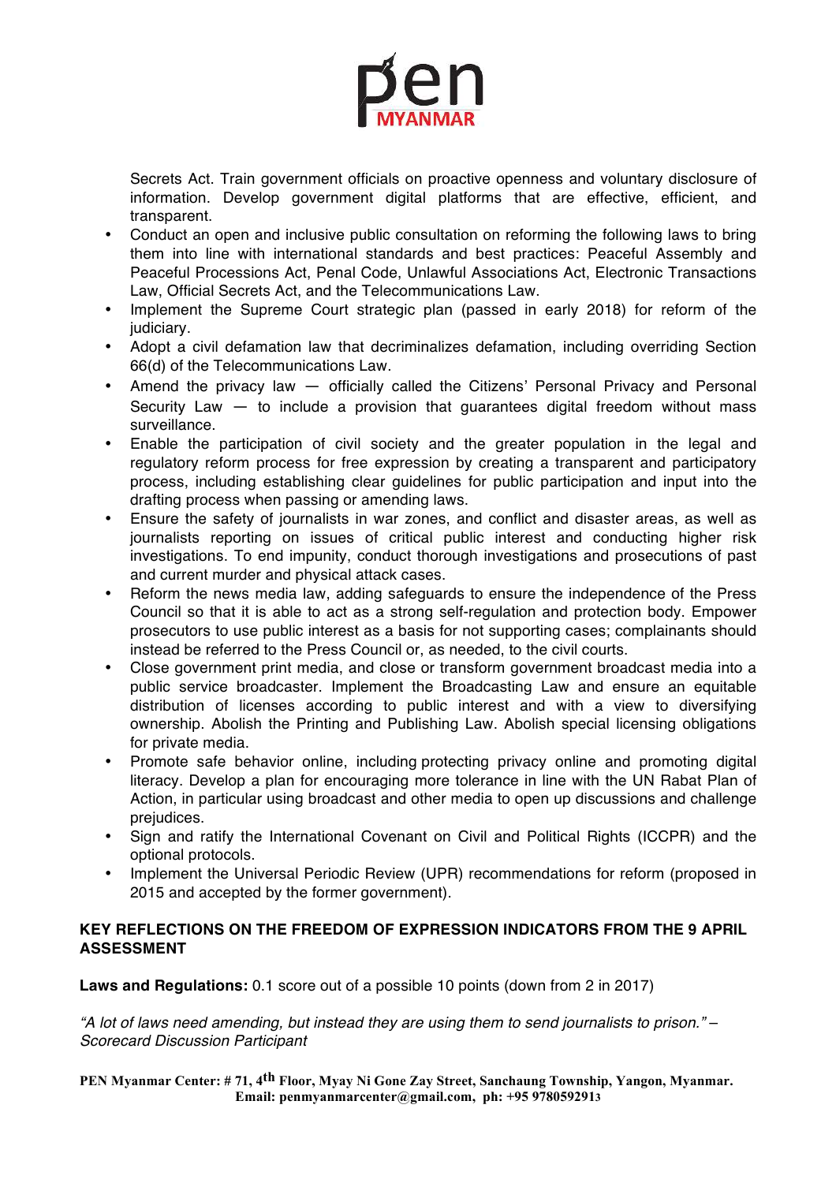Secrets Act. Train government officials on proactive openness and voluntary disclosure of information. Develop government digital platforms that are effective, efficient, and transparent.

- Conduct an open and inclusive public consultation on reforming the following laws to bring them into line with international standards and best practices: Peaceful Assembly and Peaceful Processions Act, Penal Code, Unlawful Associations Act, Electronic Transactions Law, Official Secrets Act, and the Telecommunications Law.
- Implement the Supreme Court strategic plan (passed in early 2018) for reform of the judiciary.
- Adopt a civil defamation law that decriminalizes defamation, including overriding Section 66(d) of the Telecommunications Law.
- Amend the privacy law — officially called the Citizens' Personal Privacy and Personal Security Law — to include a provision that guarantees digital freedom without mass surveillance.
- Enable the participation of civil society and the greater population in the legal and regulatory reform process for free expression by creating a transparent and participatory process, including establishing clear guidelines for public participation and input into the drafting process when passing or amending laws.
- Ensure the safety of journalists in war zones, and conflict and disaster areas, as well as journalists reporting on issues of critical public interest and conducting higher risk investigations. To end impunity, conduct thorough investigations and prosecutions of past and current murder and physical attack cases.
- Reform the news media law, adding safeguards to ensure the independence of the Press Council so that it is able to act as a strong self-regulation and protection body. Empower prosecutors to use public interest as a basis for not supporting cases; complainants should instead be referred to the Press Council or, as needed, to the civil courts.
- Close government print media, and close or transform government broadcast media into a public service broadcaster. Implement the Broadcasting Law and ensure an equitable distribution of licenses according to public interest and with a view to diversifying ownership. Abolish the Printing and Publishing Law. Abolish special licensing obligations for private media.
- Promote safe behavior online, including protecting privacy online and promoting digital literacy. Develop a plan for encouraging more tolerance in line with the UN Rabat Plan of Action, in particular using broadcast and other media to open up discussions and challenge prejudices.
- Sign and ratify the International Covenant on Civil and Political Rights (ICCPR) and the optional protocols.
- Implement the Universal Periodic Review (UPR) recommendations for reform (proposed in 2015 and accepted by the former government).

**KEY REFLECTIONS ON THE FREEDOM OF EXPRESSION INDICATORS FROM THE 9 APRIL ASSESSMENT**

**Laws and Regulations:** 0.1 score out of a possible 10 points (down from 2 in 2017)

*"A lot of laws need amending, but instead they are using them to send journalists to prison." – Scorecard Discussion Participant*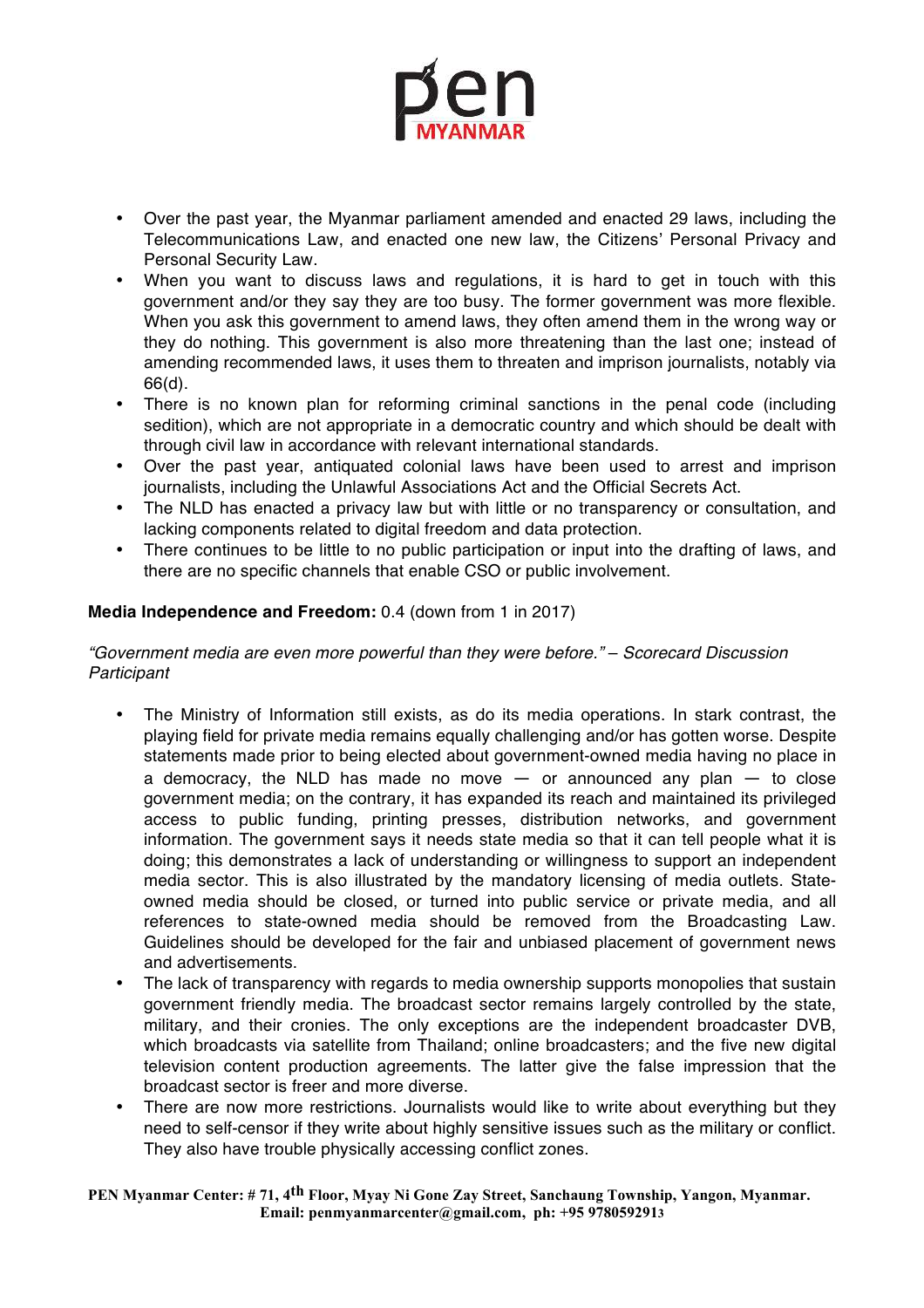- Over the past year, the Myanmar parliament amended and enacted 29 laws, including the Telecommunications Law, and enacted one new law, the Citizens' Personal Privacy and Personal Security Law.
- When you want to discuss laws and regulations, it is hard to get in touch with this government and/or they say they are too busy. The former government was more flexible. When you ask this government to amend laws, they often amend them in the wrong way or they do nothing. This government is also more threatening than the last one; instead of amending recommended laws, it uses them to threaten and imprison journalists, notably via 66(d).
- There is no known plan for reforming criminal sanctions in the penal code (including sedition), which are not appropriate in a democratic country and which should be dealt with through civil law in accordance with relevant international standards.
- Over the past year, antiquated colonial laws have been used to arrest and imprison journalists, including the Unlawful Associations Act and the Official Secrets Act.
- The NLD has enacted a privacy law but with little or no transparency or consultation, and lacking components related to digital freedom and data protection.
- There continues to be little to no public participation or input into the drafting of laws, and there are no specific channels that enable CSO or public involvement.

**Media Independence and Freedom:** 0.4 (down from 1 in 2017)

*"Government media are even more powerful than they were before." – Scorecard Discussion Participant*

- The Ministry of Information still exists, as do its media operations. In stark contrast, the playing field for private media remains equally challenging and/or has gotten worse. Despite statements made prior to being elected about government-owned media having no place in a democracy, the NLD has made no move — or announced any plan — to close government media; on the contrary, it has expanded its reach and maintained its privileged access to public funding, printing presses, distribution networks, and government information. The government says it needs state media so that it can tell people what it is doing; this demonstrates a lack of understanding or willingness to support an independent media sector. This is also illustrated by the mandatory licensing of media outlets. State-owned media should be closed, or turned into public service or private media, and all references to state-owned media should be removed from the Broadcasting Law. Guidelines should be developed for the fair and unbiased placement of government news and advertisements.
- The lack of transparency with regards to media ownership supports monopolies that sustain government friendly media. The broadcast sector remains largely controlled by the state, military, and their cronies. The only exceptions are the independent broadcaster DVB, which broadcasts via satellite from Thailand; online broadcasters; and the five new digital television content production agreements. The latter give the false impression that the broadcast sector is freer and more diverse.
- There are now more restrictions. Journalists would like to write about everything but they need to self-censor if they write about highly sensitive issues such as the military or conflict. They also have trouble physically accessing conflict zones.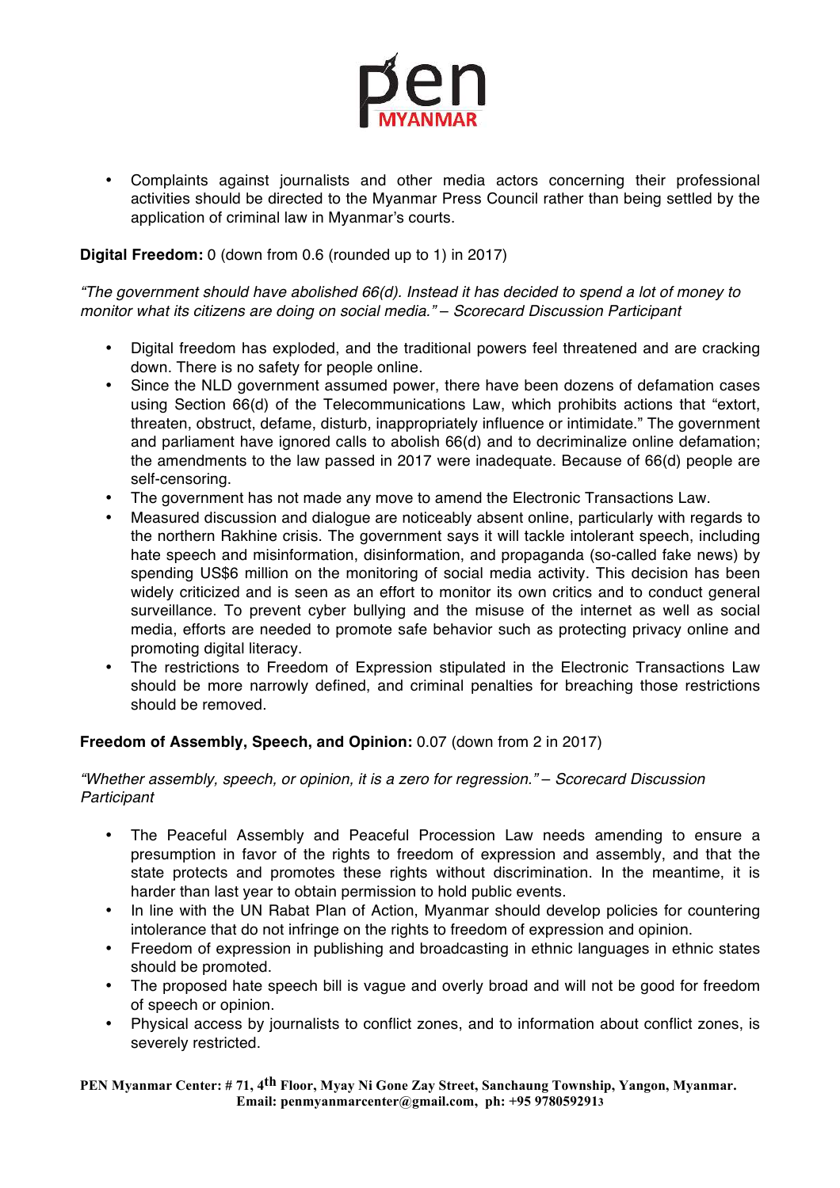- Complaints against journalists and other media actors concerning their professional activities should be directed to the Myanmar Press Council rather than being settled by the application of criminal law in Myanmar's courts.

**Digital Freedom:** 0 (down from 0.6 (rounded up to 1) in 2017)

*"The government should have abolished 66(d). Instead it has decided to spend a lot of money to monitor what its citizens are doing on social media." – Scorecard Discussion Participant*

- Digital freedom has exploded, and the traditional powers feel threatened and are cracking down. There is no safety for people online.
- Since the NLD government assumed power, there have been dozens of defamation cases using Section 66(d) of the Telecommunications Law, which prohibits actions that "extort, threaten, obstruct, defame, disturb, inappropriately influence or intimidate." The government and parliament have ignored calls to abolish 66(d) and to decriminalize online defamation; the amendments to the law passed in 2017 were inadequate. Because of 66(d) people are self-censoring.
- The government has not made any move to amend the Electronic Transactions Law.
- Measured discussion and dialogue are noticeably absent online, particularly with regards to the northern Rakhine crisis. The government says it will tackle intolerant speech, including hate speech and misinformation, disinformation, and propaganda (so-called fake news) by spending US$6 million on the monitoring of social media activity. This decision has been widely criticized and is seen as an effort to monitor its own critics and to conduct general surveillance. To prevent cyber bullying and the misuse of the internet as well as social media, efforts are needed to promote safe behavior such as protecting privacy online and promoting digital literacy.
- The restrictions to Freedom of Expression stipulated in the Electronic Transactions Law should be more narrowly defined, and criminal penalties for breaching those restrictions should be removed.

**Freedom of Assembly, Speech, and Opinion:** 0.07 (down from 2 in 2017)

*"Whether assembly, speech, or opinion, it is a zero for regression." – Scorecard Discussion Participant*

- The Peaceful Assembly and Peaceful Procession Law needs amending to ensure a presumption in favor of the rights to freedom of expression and assembly, and that the state protects and promotes these rights without discrimination. In the meantime, it is harder than last year to obtain permission to hold public events.
- In line with the UN Rabat Plan of Action, Myanmar should develop policies for countering intolerance that do not infringe on the rights to freedom of expression and opinion.
- Freedom of expression in publishing and broadcasting in ethnic languages in ethnic states should be promoted.
- The proposed hate speech bill is vague and overly broad and will not be good for freedom of speech or opinion.
- Physical access by journalists to conflict zones, and to information about conflict zones, is severely restricted.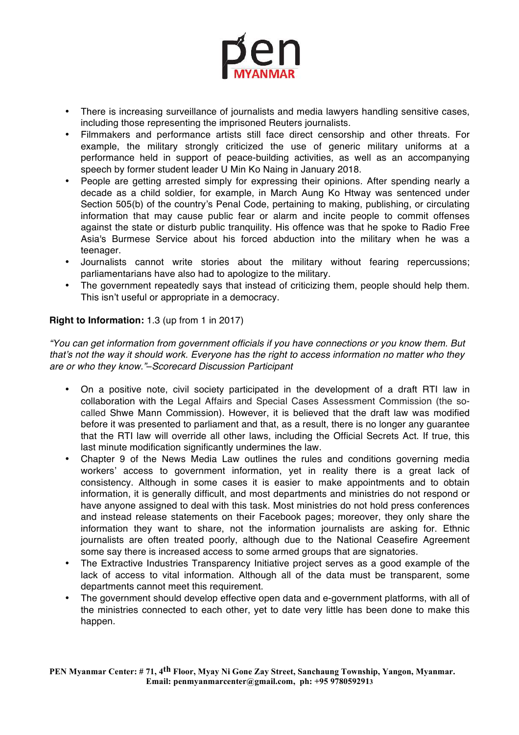- There is increasing surveillance of journalists and media lawyers handling sensitive cases, including those representing the imprisoned Reuters journalists.
- Filmmakers and performance artists still face direct censorship and other threats. For example, the military strongly criticized the use of generic military uniforms at a performance held in support of peace-building activities, as well as an accompanying speech by former student leader U Min Ko Naing in January 2018.
- People are getting arrested simply for expressing their opinions. After spending nearly a decade as a child soldier, for example, in March Aung Ko Htway was sentenced under Section 505(b) of the country's Penal Code, pertaining to making, publishing, or circulating information that may cause public fear or alarm and incite people to commit offenses against the state or disturb public tranquility. His offence was that he spoke to Radio Free Asia's Burmese Service about his forced abduction into the military when he was a teenager.
- Journalists cannot write stories about the military without fearing repercussions; parliamentarians have also had to apologize to the military.
- The government repeatedly says that instead of criticizing them, people should help them. This isn't useful or appropriate in a democracy.

**Right to Information:** 1.3 (up from 1 in 2017)

*"You can get information from government officials if you have connections or you know them. But that's not the way it should work. Everyone has the right to access information no matter who they are or who they know."–Scorecard Discussion Participant*

- On a positive note, civil society participated in the development of a draft RTI law in collaboration with the Legal Affairs and Special Cases Assessment Commission (the so-called Shwe Mann Commission). However, it is believed that the draft law was modified before it was presented to parliament and that, as a result, there is no longer any guarantee that the RTI law will override all other laws, including the Official Secrets Act. If true, this last minute modification significantly undermines the law.
- Chapter 9 of the News Media Law outlines the rules and conditions governing media workers' access to government information, yet in reality there is a great lack of consistency. Although in some cases it is easier to make appointments and to obtain information, it is generally difficult, and most departments and ministries do not respond or have anyone assigned to deal with this task. Most ministries do not hold press conferences and instead release statements on their Facebook pages; moreover, they only share the information they want to share, not the information journalists are asking for. Ethnic journalists are often treated poorly, although due to the National Ceasefire Agreement some say there is increased access to some armed groups that are signatories.
- The Extractive Industries Transparency Initiative project serves as a good example of the lack of access to vital information. Although all of the data must be transparent, some departments cannot meet this requirement.
- The government should develop effective open data and e-government platforms, with all of the ministries connected to each other, yet to date very little has been done to make this happen.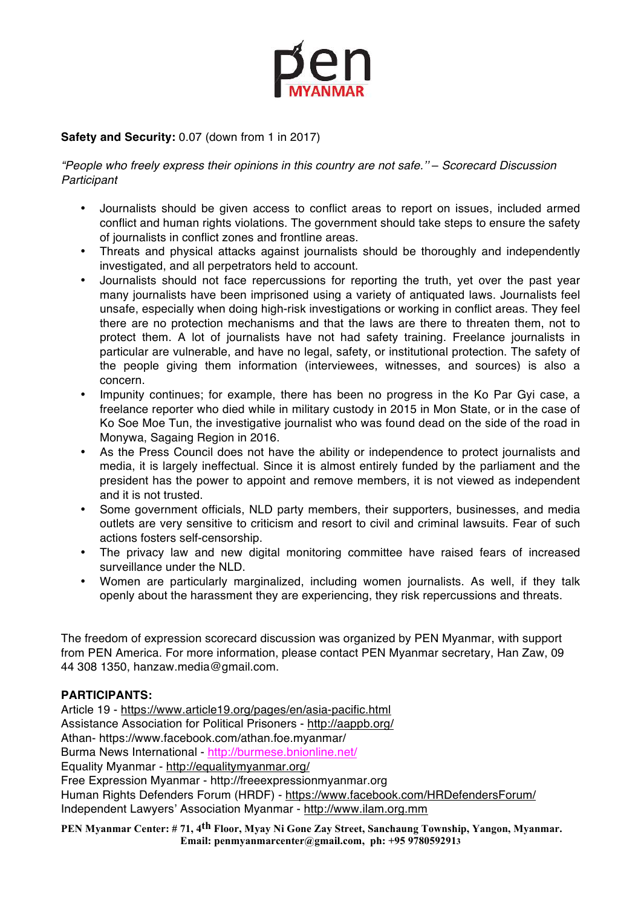**Safety and Security:** 0.07 (down from 1 in 2017)

*"People who freely express their opinions in this country are not safe.'' – Scorecard Discussion Participant*

- Journalists should be given access to conflict areas to report on issues, included armed conflict and human rights violations. The government should take steps to ensure the safety of journalists in conflict zones and frontline areas.
- Threats and physical attacks against journalists should be thoroughly and independently investigated, and all perpetrators held to account.
- Journalists should not face repercussions for reporting the truth, yet over the past year many journalists have been imprisoned using a variety of antiquated laws. Journalists feel unsafe, especially when doing high-risk investigations or working in conflict areas. They feel there are no protection mechanisms and that the laws are there to threaten them, not to protect them. A lot of journalists have not had safety training. Freelance journalists in particular are vulnerable, and have no legal, safety, or institutional protection. The safety of the people giving them information (interviewees, witnesses, and sources) is also a concern.
- Impunity continues; for example, there has been no progress in the Ko Par Gyi case, a freelance reporter who died while in military custody in 2015 in Mon State, or in the case of Ko Soe Moe Tun, the investigative journalist who was found dead on the side of the road in Monywa, Sagaing Region in 2016.
- As the Press Council does not have the ability or independence to protect journalists and media, it is largely ineffectual. Since it is almost entirely funded by the parliament and the president has the power to appoint and remove members, it is not viewed as independent and it is not trusted.
- Some government officials, NLD party members, their supporters, businesses, and media outlets are very sensitive to criticism and resort to civil and criminal lawsuits. Fear of such actions fosters self-censorship.
- The privacy law and new digital monitoring committee have raised fears of increased surveillance under the NLD.
- Women are particularly marginalized, including women journalists. As well, if they talk openly about the harassment they are experiencing, they risk repercussions and threats.

The freedom of expression scorecard discussion was organized by PEN Myanmar, with support from PEN America. For more information, please contact PEN Myanmar secretary, Han Zaw, 09 44 308 1350, hanzaw.media@gmail.com.

**PARTICIPANTS:**

Article 19 - https://www.article19.org/pages/en/asia-pacific.html
Assistance Association for Political Prisoners - http://aappb.org/
Athan- https://www.facebook.com/athan.foe.myanmar/
Burma News International - http://burmese.bnionline.net/
Equality Myanmar - http://equalitymyanmar.org/
Free Expression Myanmar - http://freeexpressionmyanmar.org
Human Rights Defenders Forum (HRDF) - https://www.facebook.com/HRDefendersForum/
Independent Lawyers' Association Myanmar - http://www.ilam.org.mm

**PEN Myanmar Center: # 71, 4th Floor, Myay Ni Gone Zay Street, Sanchaung Township, Yangon, Myanmar.**
**Email: penmyanmarcenter@gmail.com, ph: +95 9780592913**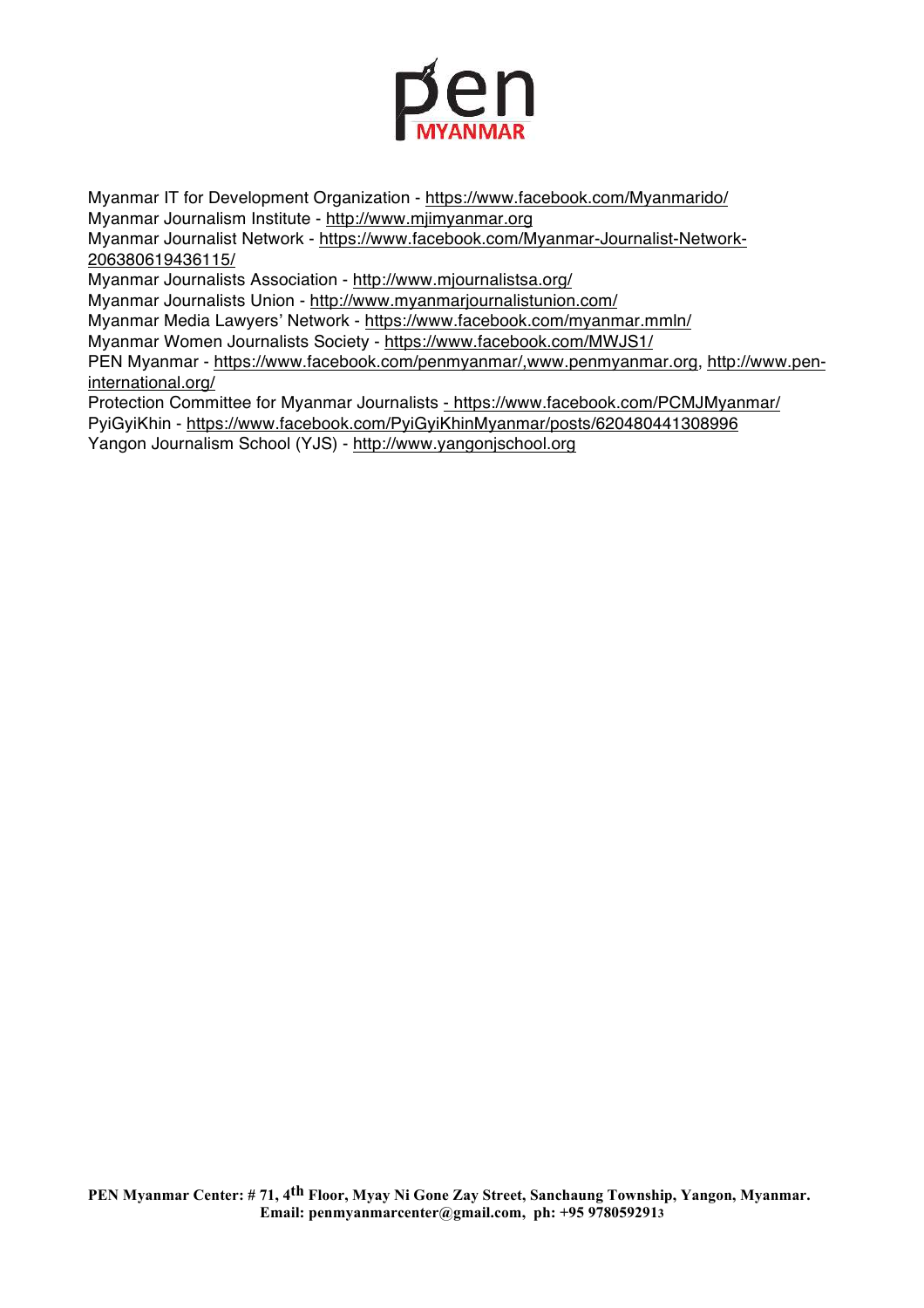Myanmar IT for Development Organization - https://www.facebook.com/Myanmarido/
Myanmar Journalism Institute - http://www.mjimyanmar.org
Myanmar Journalist Network - https://www.facebook.com/Myanmar-Journalist-Network-206380619436115/
Myanmar Journalists Association - http://www.mjournalistsa.org/
Myanmar Journalists Union - http://www.myanmarjournalistunion.com/
Myanmar Media Lawyers' Network - https://www.facebook.com/myanmar.mmln/
Myanmar Women Journalists Society - https://www.facebook.com/MWJS1/
PEN Myanmar - https://www.facebook.com/penmyanmar/,www.penmyanmar.org, http://www.pen-international.org/
Protection Committee for Myanmar Journalists - https://www.facebook.com/PCMJMyanmar/
PyiGyiKhin - https://www.facebook.com/PyiGyiKhinMyanmar/posts/620480441308996
Yangon Journalism School (YJS) - http://www.yangonjschool.org